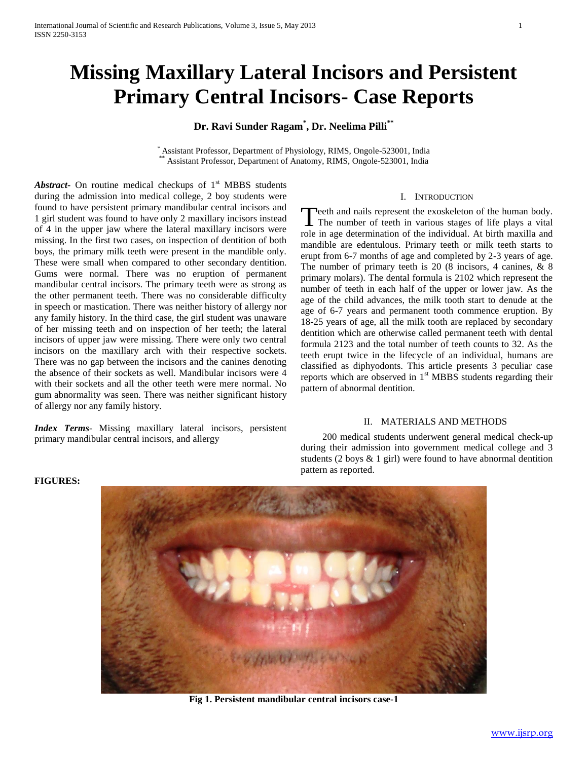# Missing Maxillary Lateral Incisors and Persistent Primary Central Incisors- Case Reports

**Dr. Ravi Sunder Ragam[*], Dr. Neelima Pilli[**]**

[*] Assistant Professor, Department of Physiology, RIMS, Ongole-523001, India
[**] Assistant Professor, Department of Anatomy, RIMS, Ongole-523001, India

***Abstract***- On routine medical checkups of 1st MBBS students during the admission into medical college, 2 boy students were found to have persistent primary mandibular central incisors and 1 girl student was found to have only 2 maxillary incisors instead of 4 in the upper jaw where the lateral maxillary incisors were missing. In the first two cases, on inspection of dentition of both boys, the primary milk teeth were present in the mandible only. These were small when compared to other secondary dentition. Gums were normal. There was no eruption of permanent mandibular central incisors. The primary teeth were as strong as the other permanent teeth. There was no considerable difficulty in speech or mastication. There was neither history of allergy nor any family history. In the third case, the girl student was unaware of her missing teeth and on inspection of her teeth; the lateral incisors of upper jaw were missing. There were only two central incisors on the maxillary arch with their respective sockets. There was no gap between the incisors and the canines denoting the absence of their sockets as well. Mandibular incisors were 4 with their sockets and all the other teeth were mere normal. No gum abnormality was seen. There was neither significant history of allergy nor any family history.

***Index Terms***- Missing maxillary lateral incisors, persistent primary mandibular central incisors, and allergy

## I. Introduction

Teeth and nails represent the exoskeleton of the human body. The number of teeth in various stages of life plays a vital role in age determination of the individual. At birth maxilla and mandible are edentulous. Primary teeth or milk teeth starts to erupt from 6-7 months of age and completed by 2-3 years of age. The number of primary teeth is 20 (8 incisors, 4 canines, & 8 primary molars). The dental formula is 2102 which represent the number of teeth in each half of the upper or lower jaw. As the age of the child advances, the milk tooth start to denude at the age of 6-7 years and permanent tooth commence eruption. By 18-25 years of age, all the milk tooth are replaced by secondary dentition which are otherwise called permanent teeth with dental formula 2123 and the total number of teeth counts to 32. As the teeth erupt twice in the lifecycle of an individual, humans are classified as diphyodonts. This article presents 3 peculiar case reports which are observed in 1st MBBS students regarding their pattern of abnormal dentition.

## II. Materials and Methods

200 medical students underwent general medical check-up during their admission into government medical college and 3 students (2 boys & 1 girl) were found to have abnormal dentition pattern as reported.

**FIGURES:**

**Fig 1. Persistent mandibular central incisors case-1**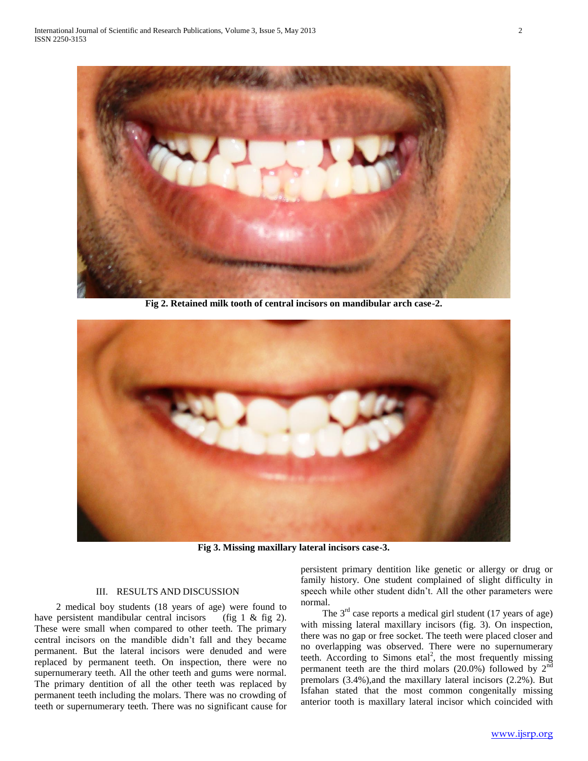Fig 2. Retained milk tooth of central incisors on mandibular arch case-2.

Fig 3. Missing maxillary lateral incisors case-3.

## III. RESULTS AND DISCUSSION

2 medical boy students (18 years of age) were found to have persistent mandibular central incisors (fig 1 & fig 2). These were small when compared to other teeth. The primary central incisors on the mandible didn't fall and they became permanent. But the lateral incisors were denuded and were replaced by permanent teeth. On inspection, there were no supernumerary teeth. All the other teeth and gums were normal. The primary dentition of all the other teeth was replaced by permanent teeth including the molars. There was no crowding of teeth or supernumerary teeth. There was no significant cause for persistent primary dentition like genetic or allergy or drug or family history. One student complained of slight difficulty in speech while other student didn't. All the other parameters were normal.

The 3rd case reports a medical girl student (17 years of age) with missing lateral maxillary incisors (fig. 3). On inspection, there was no gap or free socket. The teeth were placed closer and no overlapping was observed. There were no supernumerary teeth. According to Simons etal[2], the most frequently missing permanent teeth are the third molars (20.0%) followed by 2nd premolars (3.4%),and the maxillary lateral incisors (2.2%). But Isfahan stated that the most common congenitally missing anterior tooth is maxillary lateral incisor which coincided with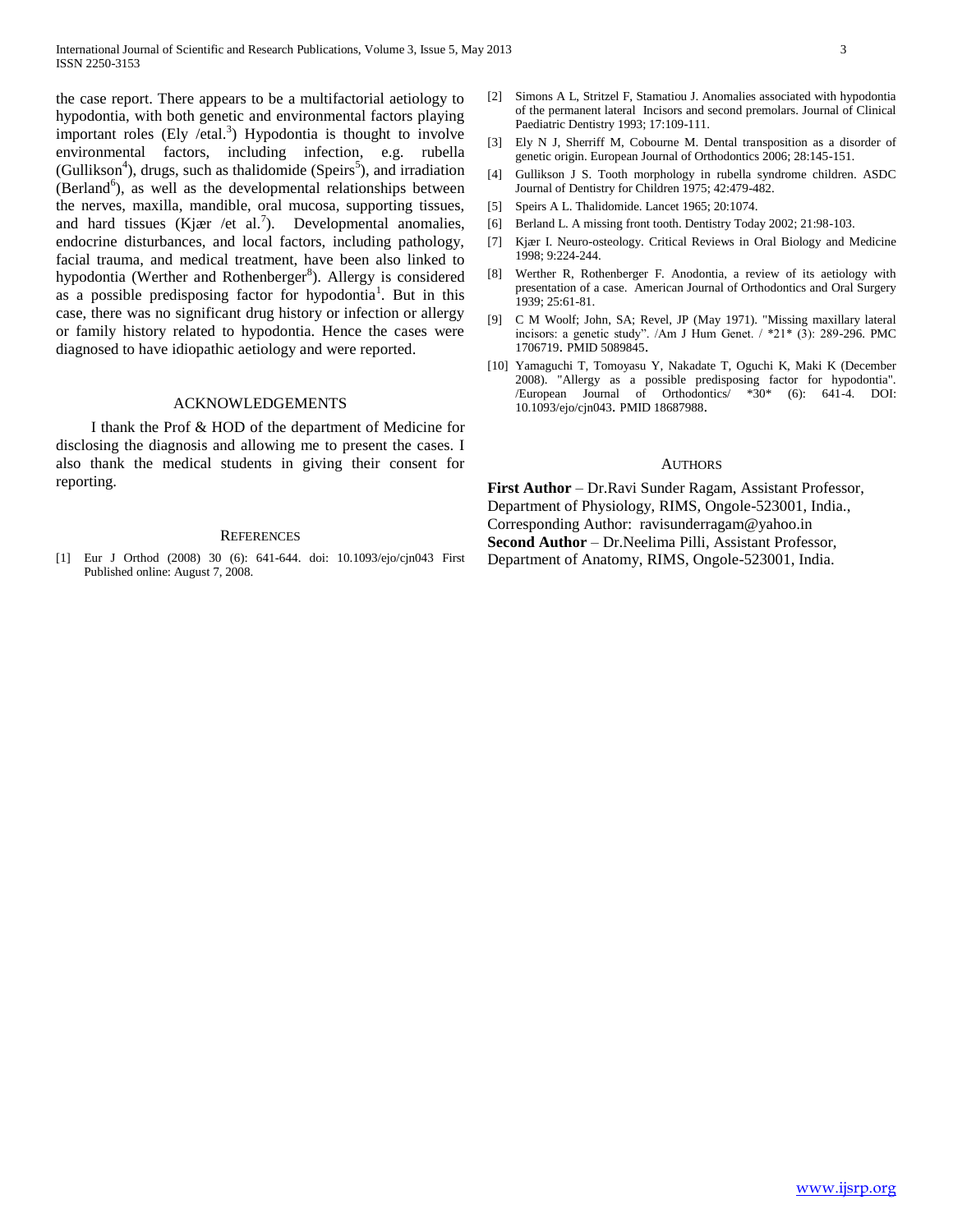the case report. There appears to be a multifactorial aetiology to hypodontia, with both genetic and environmental factors playing important roles (Ely /etal.[3]) Hypodontia is thought to involve environmental factors, including infection, e.g. rubella (Gullikson[4]), drugs, such as thalidomide (Speirs[5]), and irradiation (Berland[6]), as well as the developmental relationships between the nerves, maxilla, mandible, oral mucosa, supporting tissues, and hard tissues (Kjær /et al.[7]). Developmental anomalies, endocrine disturbances, and local factors, including pathology, facial trauma, and medical treatment, have been also linked to hypodontia (Werther and Rothenberger[8]). Allergy is considered as a possible predisposing factor for hypodontia[1]. But in this case, there was no significant drug history or infection or allergy or family history related to hypodontia. Hence the cases were diagnosed to have idiopathic aetiology and were reported.

## ACKNOWLEDGEMENTS

I thank the Prof & HOD of the department of Medicine for disclosing the diagnosis and allowing me to present the cases. I also thank the medical students in giving their consent for reporting.

## REFERENCES

[1] Eur J Orthod (2008) 30 (6): 641-644. doi: 10.1093/ejo/cjn043 First Published online: August 7, 2008.

[2] Simons A L, Stritzel F, Stamatiou J. Anomalies associated with hypodontia of the permanent lateral Incisors and second premolars. Journal of Clinical Paediatric Dentistry 1993; 17:109-111.

[3] Ely N J, Sherriff M, Cobourne M. Dental transposition as a disorder of genetic origin. European Journal of Orthodontics 2006; 28:145-151.

[4] Gullikson J S. Tooth morphology in rubella syndrome children. ASDC Journal of Dentistry for Children 1975; 42:479-482.

[5] Speirs A L. Thalidomide. Lancet 1965; 20:1074.

[6] Berland L. A missing front tooth. Dentistry Today 2002; 21:98-103.

[7] Kjær I. Neuro-osteology. Critical Reviews in Oral Biology and Medicine 1998; 9:224-244.

[8] Werther R, Rothenberger F. Anodontia, a review of its aetiology with presentation of a case. American Journal of Orthodontics and Oral Surgery 1939; 25:61-81.

[9] C M Woolf; John, SA; Revel, JP (May 1971). "Missing maxillary lateral incisors: a genetic study". /Am J Hum Genet. / *21* (3): 289-296. PMC 1706719. PMID 5089845.

[10] Yamaguchi T, Tomoyasu Y, Nakadate T, Oguchi K, Maki K (December 2008). "Allergy as a possible predisposing factor for hypodontia". /European Journal of Orthodontics/ *30* (6): 641-4. DOI: 10.1093/ejo/cjn043. PMID 18687988.

## AUTHORS

**First Author** – Dr.Ravi Sunder Ragam, Assistant Professor, Department of Physiology, RIMS, Ongole-523001, India., Corresponding Author: ravisunderragam@yahoo.in

**Second Author** – Dr.Neelima Pilli, Assistant Professor, Department of Anatomy, RIMS, Ongole-523001, India.